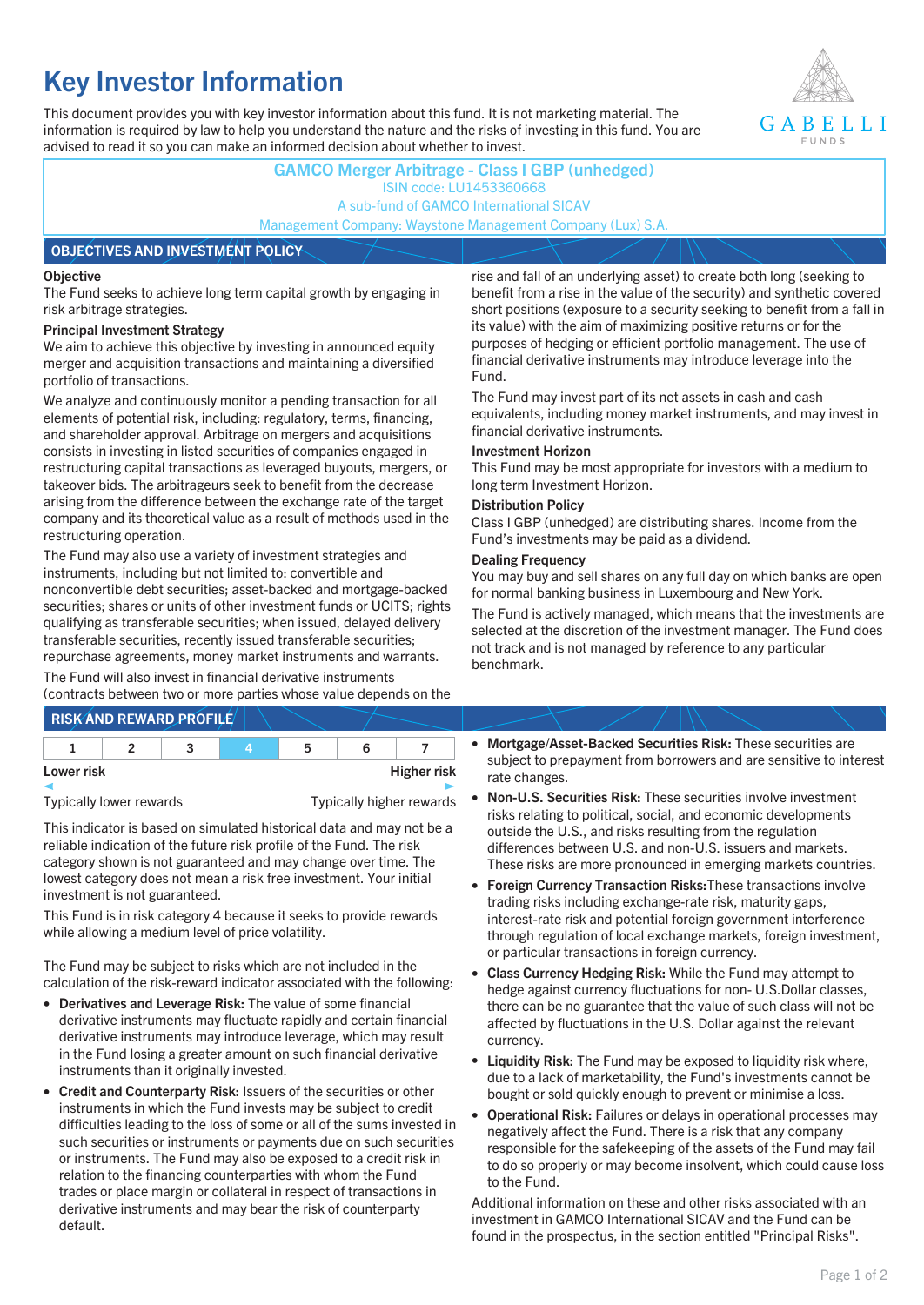# Key Investor Information

This document provides you with key investor information about this fund. It is not marketing material. The information is required by law to help you understand the nature and the risks of investing in this fund. You are advised to read it so you can make an informed decision about whether to invest.

**GAMCO Merger Arbitrage - Class I GBP (unhedged)**
ISIN code: LU1453360668
A sub-fund of GAMCO International SICAV
Management Company: Waystone Management Company (Lux) S.A.

## OBJECTIVES AND INVESTMENT POLICY

### Objective

The Fund seeks to achieve long term capital growth by engaging in risk arbitrage strategies.

### Principal Investment Strategy

We aim to achieve this objective by investing in announced equity merger and acquisition transactions and maintaining a diversified portfolio of transactions.

We analyze and continuously monitor a pending transaction for all elements of potential risk, including: regulatory, terms, financing, and shareholder approval. Arbitrage on mergers and acquisitions consists in investing in listed securities of companies engaged in restructuring capital transactions as leveraged buyouts, mergers, or takeover bids. The arbitrageurs seek to benefit from the decrease arising from the difference between the exchange rate of the target company and its theoretical value as a result of methods used in the restructuring operation.

The Fund may also use a variety of investment strategies and instruments, including but not limited to: convertible and nonconvertible debt securities; asset-backed and mortgage-backed securities; shares or units of other investment funds or UCITS; rights qualifying as transferable securities; when issued, delayed delivery transferable securities, recently issued transferable securities; repurchase agreements, money market instruments and warrants.

The Fund will also invest in financial derivative instruments (contracts between two or more parties whose value depends on the rise and fall of an underlying asset) to create both long (seeking to benefit from a rise in the value of the security) and synthetic covered short positions (exposure to a security seeking to benefit from a fall in its value) with the aim of maximizing positive returns or for the purposes of hedging or efficient portfolio management. The use of financial derivative instruments may introduce leverage into the Fund.

The Fund may invest part of its net assets in cash and cash equivalents, including money market instruments, and may invest in financial derivative instruments.

### Investment Horizon

This Fund may be most appropriate for investors with a medium to long term Investment Horizon.

### Distribution Policy

Class I GBP (unhedged) are distributing shares. Income from the Fund's investments may be paid as a dividend.

### Dealing Frequency

You may buy and sell shares on any full day on which banks are open for normal banking business in Luxembourg and New York.

The Fund is actively managed, which means that the investments are selected at the discretion of the investment manager. The Fund does not track and is not managed by reference to any particular benchmark.

## RISK AND REWARD PROFILE

| 1 | 2 | 3 | **4** | 5 | 6 | 7 |
|---|---|---|---|---|---|---|

Lower risk — Higher risk

Typically lower rewards — Typically higher rewards

This indicator is based on simulated historical data and may not be a reliable indication of the future risk profile of the Fund. The risk category shown is not guaranteed and may change over time. The lowest category does not mean a risk free investment. Your initial investment is not guaranteed.

This Fund is in risk category 4 because it seeks to provide rewards while allowing a medium level of price volatility.

The Fund may be subject to risks which are not included in the calculation of the risk-reward indicator associated with the following:

- **Derivatives and Leverage Risk:** The value of some financial derivative instruments may fluctuate rapidly and certain financial derivative instruments may introduce leverage, which may result in the Fund losing a greater amount on such financial derivative instruments than it originally invested.
- **Credit and Counterparty Risk:** Issuers of the securities or other instruments in which the Fund invests may be subject to credit difficulties leading to the loss of some or all of the sums invested in such securities or instruments or payments due on such securities or instruments. The Fund may also be exposed to a credit risk in relation to the financing counterparties with whom the Fund trades or place margin or collateral in respect of transactions in derivative instruments and may bear the risk of counterparty default.
- **Mortgage/Asset-Backed Securities Risk:** These securities are subject to prepayment from borrowers and are sensitive to interest rate changes.
- **Non-U.S. Securities Risk:** These securities involve investment risks relating to political, social, and economic developments outside the U.S., and risks resulting from the regulation differences between U.S. and non-U.S. issuers and markets. These risks are more pronounced in emerging markets countries.
- **Foreign Currency Transaction Risks:** These transactions involve trading risks including exchange-rate risk, maturity gaps, interest-rate risk and potential foreign government interference through regulation of local exchange markets, foreign investment, or particular transactions in foreign currency.
- **Class Currency Hedging Risk:** While the Fund may attempt to hedge against currency fluctuations for non- U.S.Dollar classes, there can be no guarantee that the value of such class will not be affected by fluctuations in the U.S. Dollar against the relevant currency.
- **Liquidity Risk:** The Fund may be exposed to liquidity risk where, due to a lack of marketability, the Fund's investments cannot be bought or sold quickly enough to prevent or minimise a loss.
- **Operational Risk:** Failures or delays in operational processes may negatively affect the Fund. There is a risk that any company responsible for the safekeeping of the assets of the Fund may fail to do so properly or may become insolvent, which could cause loss to the Fund.

Additional information on these and other risks associated with an investment in GAMCO International SICAV and the Fund can be found in the prospectus, in the section entitled "Principal Risks".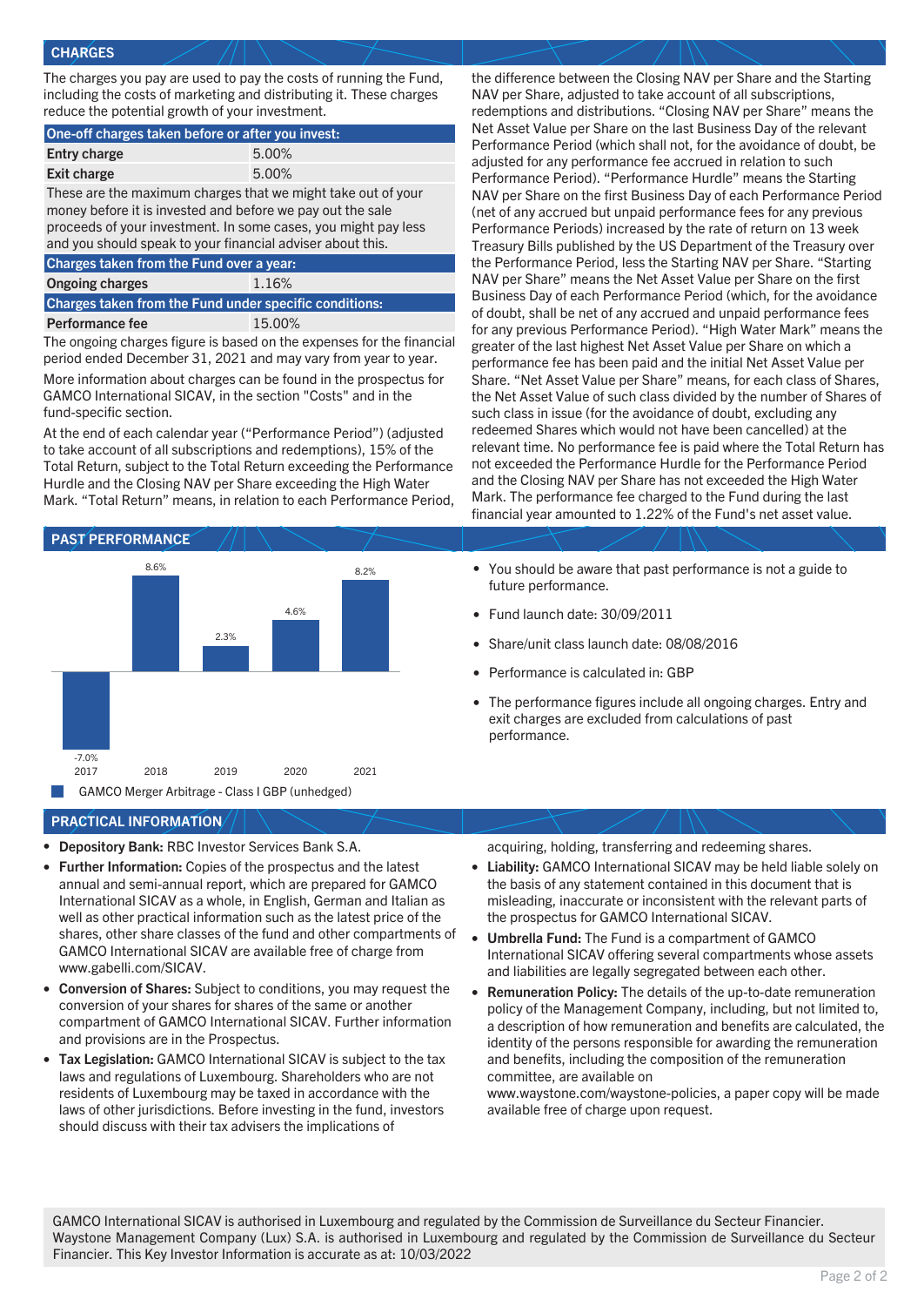## CHARGES

The charges you pay are used to pay the costs of running the Fund, including the costs of marketing and distributing it. These charges reduce the potential growth of your investment.

| One-off charges taken before or after you invest: | |
|---|---|
| **Entry charge** | 5.00% |
| **Exit charge** | 5.00% |
| These are the maximum charges that we might take out of your money before it is invested and before we pay out the sale proceeds of your investment. In some cases, you might pay less and you should speak to your financial adviser about this. | |
| **Charges taken from the Fund over a year:** | |
| **Ongoing charges** | 1.16% |
| **Charges taken from the Fund under specific conditions:** | |
| **Performance fee** | 15.00% |

The ongoing charges figure is based on the expenses for the financial period ended December 31, 2021 and may vary from year to year.

More information about charges can be found in the prospectus for GAMCO International SICAV, in the section "Costs" and in the fund-specific section.

At the end of each calendar year ("Performance Period") (adjusted to take account of all subscriptions and redemptions), 15% of the Total Return, subject to the Total Return exceeding the Performance Hurdle and the Closing NAV per Share exceeding the High Water Mark. "Total Return" means, in relation to each Performance Period, the difference between the Closing NAV per Share and the Starting NAV per Share, adjusted to take account of all subscriptions, redemptions and distributions. "Closing NAV per Share" means the Net Asset Value per Share on the last Business Day of the relevant Performance Period (which shall not, for the avoidance of doubt, be adjusted for any performance fee accrued in relation to such Performance Period). "Performance Hurdle" means the Starting NAV per Share on the first Business Day of each Performance Period (net of any accrued but unpaid performance fees for any previous Performance Periods) increased by the rate of return on 13 week Treasury Bills published by the US Department of the Treasury over the Performance Period, less the Starting NAV per Share. "Starting NAV per Share" means the Net Asset Value per Share on the first Business Day of each Performance Period (which, for the avoidance of doubt, shall be net of any accrued and unpaid performance fees for any previous Performance Period). "High Water Mark" means the greater of the last highest Net Asset Value per Share on which a performance fee has been paid and the initial Net Asset Value per Share. "Net Asset Value per Share" means, for each class of Shares, the Net Asset Value of such class divided by the number of Shares of such class in issue (for the avoidance of doubt, excluding any redeemed Shares which would not have been cancelled) at the relevant time. No performance fee is paid where the Total Return has not exceeded the Performance Hurdle for the Performance Period and the Closing NAV per Share has not exceeded the High Water Mark. The performance fee charged to the Fund during the last financial year amounted to 1.22% of the Fund's net asset value.

## PAST PERFORMANCE

-7.0%
8.6%
2.3%
4.6%
8.2%

2017 2018 2019 2020 2021

GAMCO Merger Arbitrage - Class I GBP (unhedged)

- You should be aware that past performance is not a guide to future performance.
- Fund launch date: 30/09/2011
- Share/unit class launch date: 08/08/2016
- Performance is calculated in: GBP
- The performance figures include all ongoing charges. Entry and exit charges are excluded from calculations of past performance.

## PRACTICAL INFORMATION

- **Depository Bank:** RBC Investor Services Bank S.A.
- **Further Information:** Copies of the prospectus and the latest annual and semi-annual report, which are prepared for GAMCO International SICAV as a whole, in English, German and Italian as well as other practical information such as the latest price of the shares, other share classes of the fund and other compartments of GAMCO International SICAV are available free of charge from www.gabelli.com/SICAV.
- **Conversion of Shares:** Subject to conditions, you may request the conversion of your shares for shares of the same or another compartment of GAMCO International SICAV. Further information and provisions are in the Prospectus.
- **Tax Legislation:** GAMCO International SICAV is subject to the tax laws and regulations of Luxembourg. Shareholders who are not residents of Luxembourg may be taxed in accordance with the laws of other jurisdictions. Before investing in the fund, investors should discuss with their tax advisers the implications of acquiring, holding, transferring and redeeming shares.
- **Liability:** GAMCO International SICAV may be held liable solely on the basis of any statement contained in this document that is misleading, inaccurate or inconsistent with the relevant parts of the prospectus for GAMCO International SICAV.
- **Umbrella Fund:** The Fund is a compartment of GAMCO International SICAV offering several compartments whose assets and liabilities are legally segregated between each other.
- **Remuneration Policy:** The details of the up-to-date remuneration policy of the Management Company, including, but not limited to, a description of how remuneration and benefits are calculated, the identity of the persons responsible for awarding the remuneration and benefits, including the composition of the remuneration committee, are available on www.waystone.com/waystone-policies, a paper copy will be made available free of charge upon request.

GAMCO International SICAV is authorised in Luxembourg and regulated by the Commission de Surveillance du Secteur Financier. Waystone Management Company (Lux) S.A. is authorised in Luxembourg and regulated by the Commission de Surveillance du Secteur Financier. This Key Investor Information is accurate as at: 10/03/2022